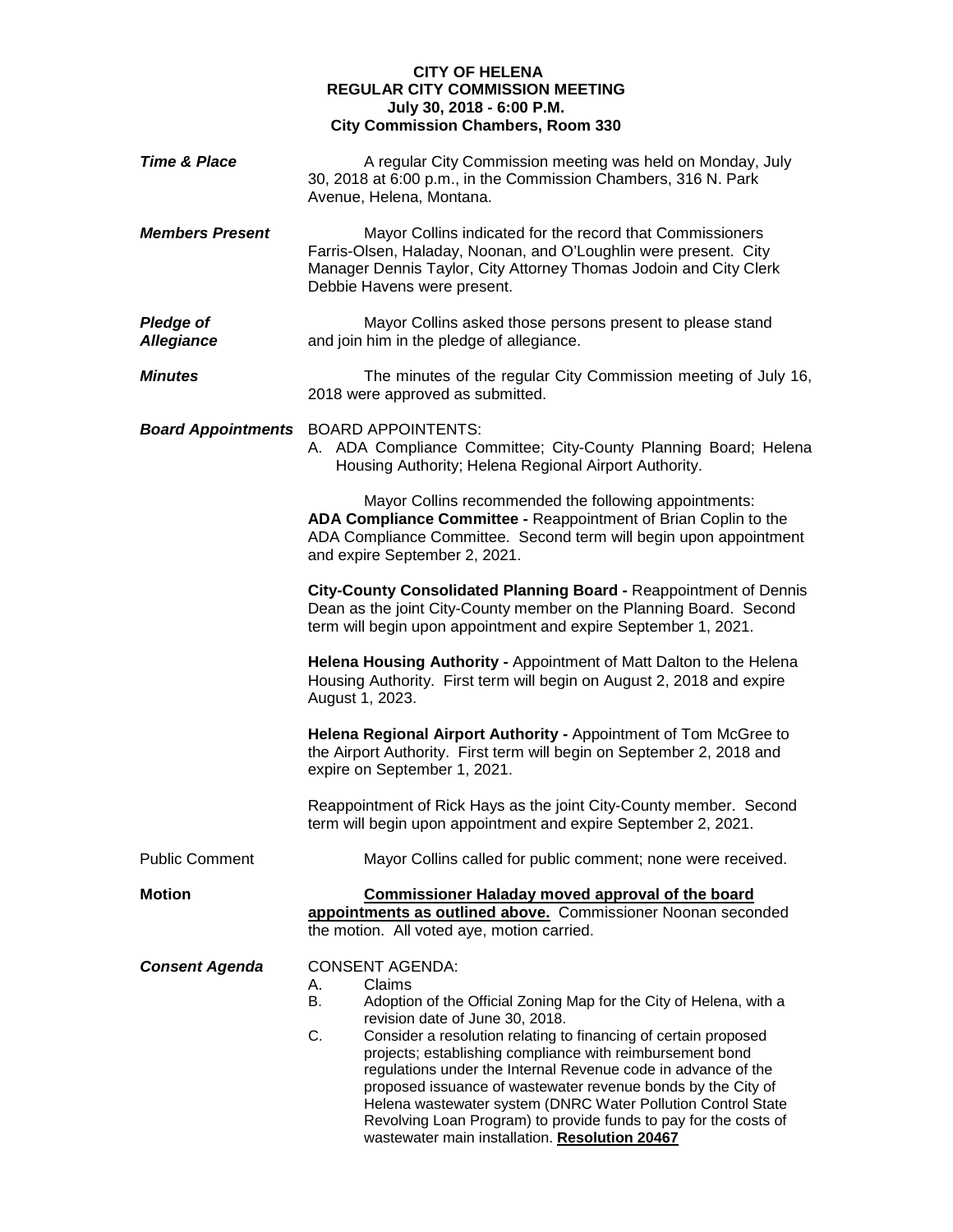**CITY OF HELENA**
**REGULAR CITY COMMISSION MEETING**
**July 30, 2018 - 6:00 P.M.**
**City Commission Chambers, Room 330**

***Time & Place***

A regular City Commission meeting was held on Monday, July 30, 2018 at 6:00 p.m., in the Commission Chambers, 316 N. Park Avenue, Helena, Montana.

***Members Present***

Mayor Collins indicated for the record that Commissioners Farris-Olsen, Haladay, Noonan, and O'Loughlin were present. City Manager Dennis Taylor, City Attorney Thomas Jodoin and City Clerk Debbie Havens were present.

***Pledge of Allegiance***

Mayor Collins asked those persons present to please stand and join him in the pledge of allegiance.

***Minutes***

The minutes of the regular City Commission meeting of July 16, 2018 were approved as submitted.

***Board Appointments***

BOARD APPOINTENTS:

A. ADA Compliance Committee; City-County Planning Board; Helena Housing Authority; Helena Regional Airport Authority.

Mayor Collins recommended the following appointments:
**ADA Compliance Committee -** Reappointment of Brian Coplin to the ADA Compliance Committee. Second term will begin upon appointment and expire September 2, 2021.

**City-County Consolidated Planning Board -** Reappointment of Dennis Dean as the joint City-County member on the Planning Board. Second term will begin upon appointment and expire September 1, 2021.

**Helena Housing Authority -** Appointment of Matt Dalton to the Helena Housing Authority. First term will begin on August 2, 2018 and expire August 1, 2023.

**Helena Regional Airport Authority -** Appointment of Tom McGree to the Airport Authority. First term will begin on September 2, 2018 and expire on September 1, 2021.

Reappointment of Rick Hays as the joint City-County member. Second term will begin upon appointment and expire September 2, 2021.

Public Comment

Mayor Collins called for public comment; none were received.

**Motion**

**<u>Commissioner Haladay moved approval of the board appointments as outlined above.</u>** Commissioner Noonan seconded the motion. All voted aye, motion carried.

***Consent Agenda***

CONSENT AGENDA:

A. Claims
B. Adoption of the Official Zoning Map for the City of Helena, with a revision date of June 30, 2018.
C. Consider a resolution relating to financing of certain proposed projects; establishing compliance with reimbursement bond regulations under the Internal Revenue code in advance of the proposed issuance of wastewater revenue bonds by the City of Helena wastewater system (DNRC Water Pollution Control State Revolving Loan Program) to provide funds to pay for the costs of wastewater main installation. **<u>Resolution 20467</u>**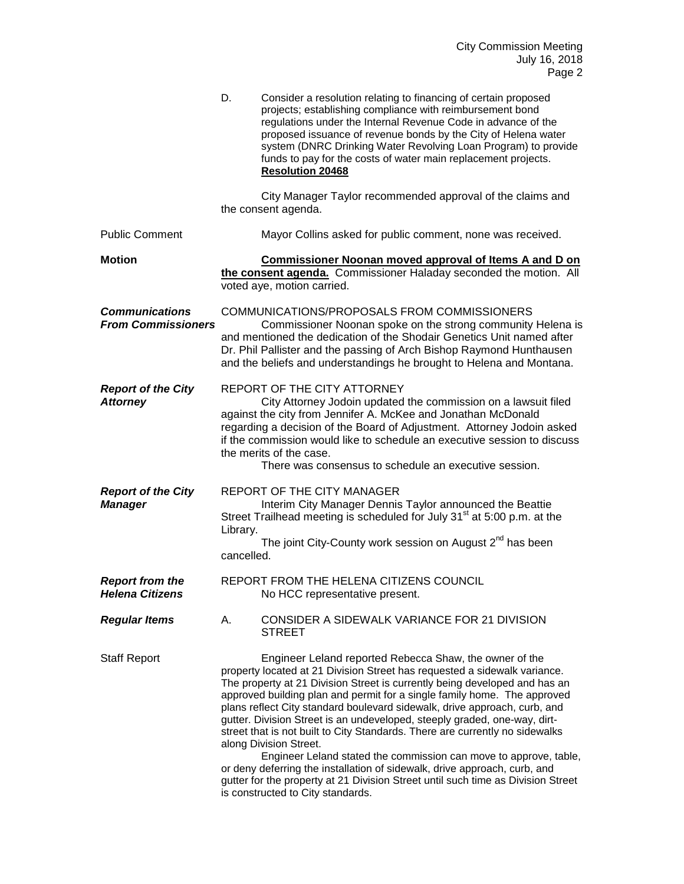D. Consider a resolution relating to financing of certain proposed projects; establishing compliance with reimbursement bond regulations under the Internal Revenue Code in advance of the proposed issuance of revenue bonds by the City of Helena water system (DNRC Drinking Water Revolving Loan Program) to provide funds to pay for the costs of water main replacement projects. **Resolution 20468**

City Manager Taylor recommended approval of the claims and the consent agenda.

Public Comment

Mayor Collins asked for public comment, none was received.

**Motion**

**Commissioner Noonan moved approval of Items A and D on the consent agenda.** Commissioner Haladay seconded the motion. All voted aye, motion carried.

***Communications From Commissioners***

COMMUNICATIONS/PROPOSALS FROM COMMISSIONERS

Commissioner Noonan spoke on the strong community Helena is and mentioned the dedication of the Shodair Genetics Unit named after Dr. Phil Pallister and the passing of Arch Bishop Raymond Hunthausen and the beliefs and understandings he brought to Helena and Montana.

***Report of the City Attorney***

REPORT OF THE CITY ATTORNEY

City Attorney Jodoin updated the commission on a lawsuit filed against the city from Jennifer A. McKee and Jonathan McDonald regarding a decision of the Board of Adjustment. Attorney Jodoin asked if the commission would like to schedule an executive session to discuss the merits of the case.

There was consensus to schedule an executive session.

***Report of the City Manager***

REPORT OF THE CITY MANAGER

Interim City Manager Dennis Taylor announced the Beattie Street Trailhead meeting is scheduled for July 31st at 5:00 p.m. at the Library.

The joint City-County work session on August 2nd has been cancelled.

***Report from the Helena Citizens***

REPORT FROM THE HELENA CITIZENS COUNCIL

No HCC representative present.

***Regular Items***

A. CONSIDER A SIDEWALK VARIANCE FOR 21 DIVISION STREET

Staff Report

Engineer Leland reported Rebecca Shaw, the owner of the property located at 21 Division Street has requested a sidewalk variance. The property at 21 Division Street is currently being developed and has an approved building plan and permit for a single family home. The approved plans reflect City standard boulevard sidewalk, drive approach, curb, and gutter. Division Street is an undeveloped, steeply graded, one-way, dirt-street that is not built to City Standards. There are currently no sidewalks along Division Street.

Engineer Leland stated the commission can move to approve, table, or deny deferring the installation of sidewalk, drive approach, curb, and gutter for the property at 21 Division Street until such time as Division Street is constructed to City standards.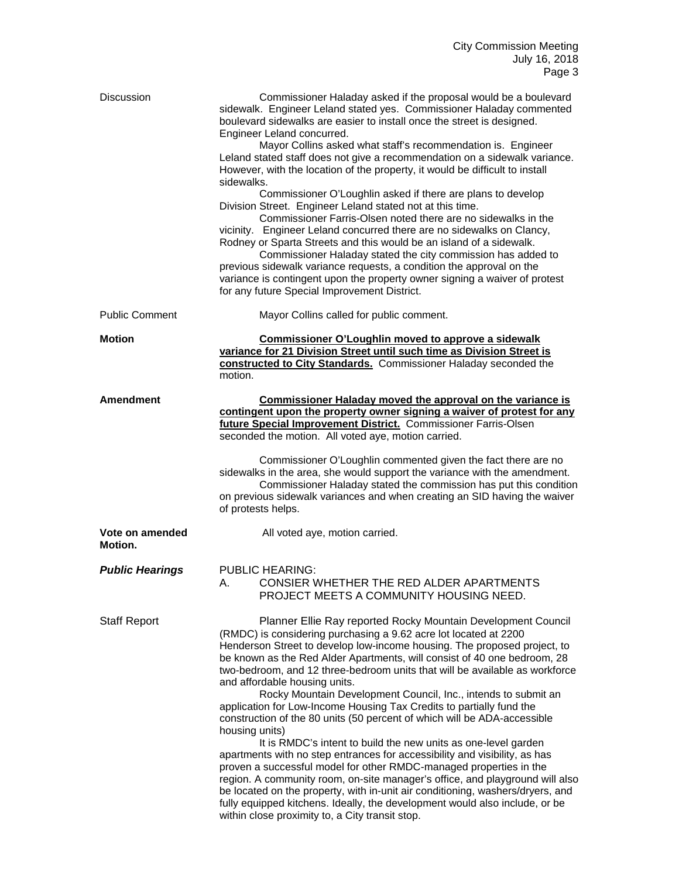**Discussion**

Commissioner Haladay asked if the proposal would be a boulevard sidewalk. Engineer Leland stated yes. Commissioner Haladay commented boulevard sidewalks are easier to install once the street is designed. Engineer Leland concurred.

Mayor Collins asked what staff's recommendation is. Engineer Leland stated staff does not give a recommendation on a sidewalk variance. However, with the location of the property, it would be difficult to install sidewalks.

Commissioner O'Loughlin asked if there are plans to develop Division Street. Engineer Leland stated not at this time.

Commissioner Farris-Olsen noted there are no sidewalks in the vicinity. Engineer Leland concurred there are no sidewalks on Clancy, Rodney or Sparta Streets and this would be an island of a sidewalk.

Commissioner Haladay stated the city commission has added to previous sidewalk variance requests, a condition the approval on the variance is contingent upon the property owner signing a waiver of protest for any future Special Improvement District.

**Public Comment**

Mayor Collins called for public comment.

**Motion**

**<u>Commissioner O'Loughlin moved to approve a sidewalk variance for 21 Division Street until such time as Division Street is constructed to City Standards.</u>** Commissioner Haladay seconded the motion.

**Amendment**

**<u>Commissioner Haladay moved the approval on the variance is contingent upon the property owner signing a waiver of protest for any future Special Improvement District.</u>** Commissioner Farris-Olsen seconded the motion. All voted aye, motion carried.

Commissioner O'Loughlin commented given the fact there are no sidewalks in the area, she would support the variance with the amendment.

Commissioner Haladay stated the commission has put this condition on previous sidewalk variances and when creating an SID having the waiver of protests helps.

**Vote on amended Motion.**

All voted aye, motion carried.

***Public Hearings***

PUBLIC HEARING:

A. CONSIER WHETHER THE RED ALDER APARTMENTS PROJECT MEETS A COMMUNITY HOUSING NEED.

**Staff Report**

Planner Ellie Ray reported Rocky Mountain Development Council (RMDC) is considering purchasing a 9.62 acre lot located at 2200 Henderson Street to develop low-income housing. The proposed project, to be known as the Red Alder Apartments, will consist of 40 one bedroom, 28 two-bedroom, and 12 three-bedroom units that will be available as workforce and affordable housing units.

Rocky Mountain Development Council, Inc., intends to submit an application for Low-Income Housing Tax Credits to partially fund the construction of the 80 units (50 percent of which will be ADA-accessible housing units)

It is RMDC's intent to build the new units as one-level garden apartments with no step entrances for accessibility and visibility, as has proven a successful model for other RMDC-managed properties in the region. A community room, on-site manager's office, and playground will also be located on the property, with in-unit air conditioning, washers/dryers, and fully equipped kitchens. Ideally, the development would also include, or be within close proximity to, a City transit stop.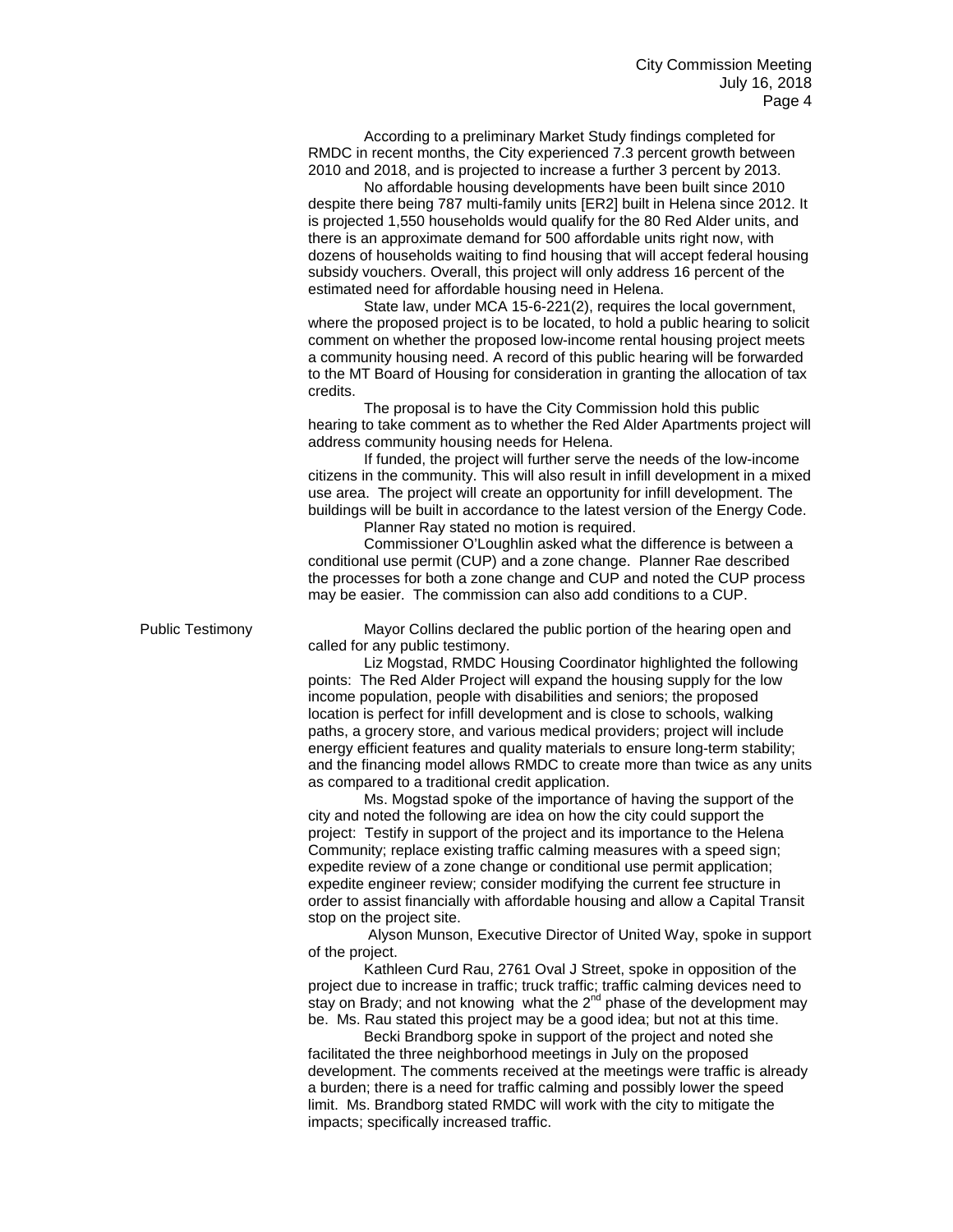According to a preliminary Market Study findings completed for RMDC in recent months, the City experienced 7.3 percent growth between 2010 and 2018, and is projected to increase a further 3 percent by 2013.

No affordable housing developments have been built since 2010 despite there being 787 multi-family units [ER2] built in Helena since 2012. It is projected 1,550 households would qualify for the 80 Red Alder units, and there is an approximate demand for 500 affordable units right now, with dozens of households waiting to find housing that will accept federal housing subsidy vouchers. Overall, this project will only address 16 percent of the estimated need for affordable housing need in Helena.

State law, under MCA 15-6-221(2), requires the local government, where the proposed project is to be located, to hold a public hearing to solicit comment on whether the proposed low-income rental housing project meets a community housing need. A record of this public hearing will be forwarded to the MT Board of Housing for consideration in granting the allocation of tax credits.

The proposal is to have the City Commission hold this public hearing to take comment as to whether the Red Alder Apartments project will address community housing needs for Helena.

If funded, the project will further serve the needs of the low-income citizens in the community. This will also result in infill development in a mixed use area. The project will create an opportunity for infill development. The buildings will be built in accordance to the latest version of the Energy Code.

Planner Ray stated no motion is required.

Commissioner O'Loughlin asked what the difference is between a conditional use permit (CUP) and a zone change. Planner Rae described the processes for both a zone change and CUP and noted the CUP process may be easier. The commission can also add conditions to a CUP.

**Public Testimony**

Mayor Collins declared the public portion of the hearing open and called for any public testimony.

Liz Mogstad, RMDC Housing Coordinator highlighted the following points: The Red Alder Project will expand the housing supply for the low income population, people with disabilities and seniors; the proposed location is perfect for infill development and is close to schools, walking paths, a grocery store, and various medical providers; project will include energy efficient features and quality materials to ensure long-term stability; and the financing model allows RMDC to create more than twice as any units as compared to a traditional credit application.

Ms. Mogstad spoke of the importance of having the support of the city and noted the following are idea on how the city could support the project: Testify in support of the project and its importance to the Helena Community; replace existing traffic calming measures with a speed sign; expedite review of a zone change or conditional use permit application; expedite engineer review; consider modifying the current fee structure in order to assist financially with affordable housing and allow a Capital Transit stop on the project site.

Alyson Munson, Executive Director of United Way, spoke in support of the project.

Kathleen Curd Rau, 2761 Oval J Street, spoke in opposition of the project due to increase in traffic; truck traffic; traffic calming devices need to stay on Brady; and not knowing what the 2nd phase of the development may be. Ms. Rau stated this project may be a good idea; but not at this time.

Becki Brandborg spoke in support of the project and noted she facilitated the three neighborhood meetings in July on the proposed development. The comments received at the meetings were traffic is already a burden; there is a need for traffic calming and possibly lower the speed limit. Ms. Brandborg stated RMDC will work with the city to mitigate the impacts; specifically increased traffic.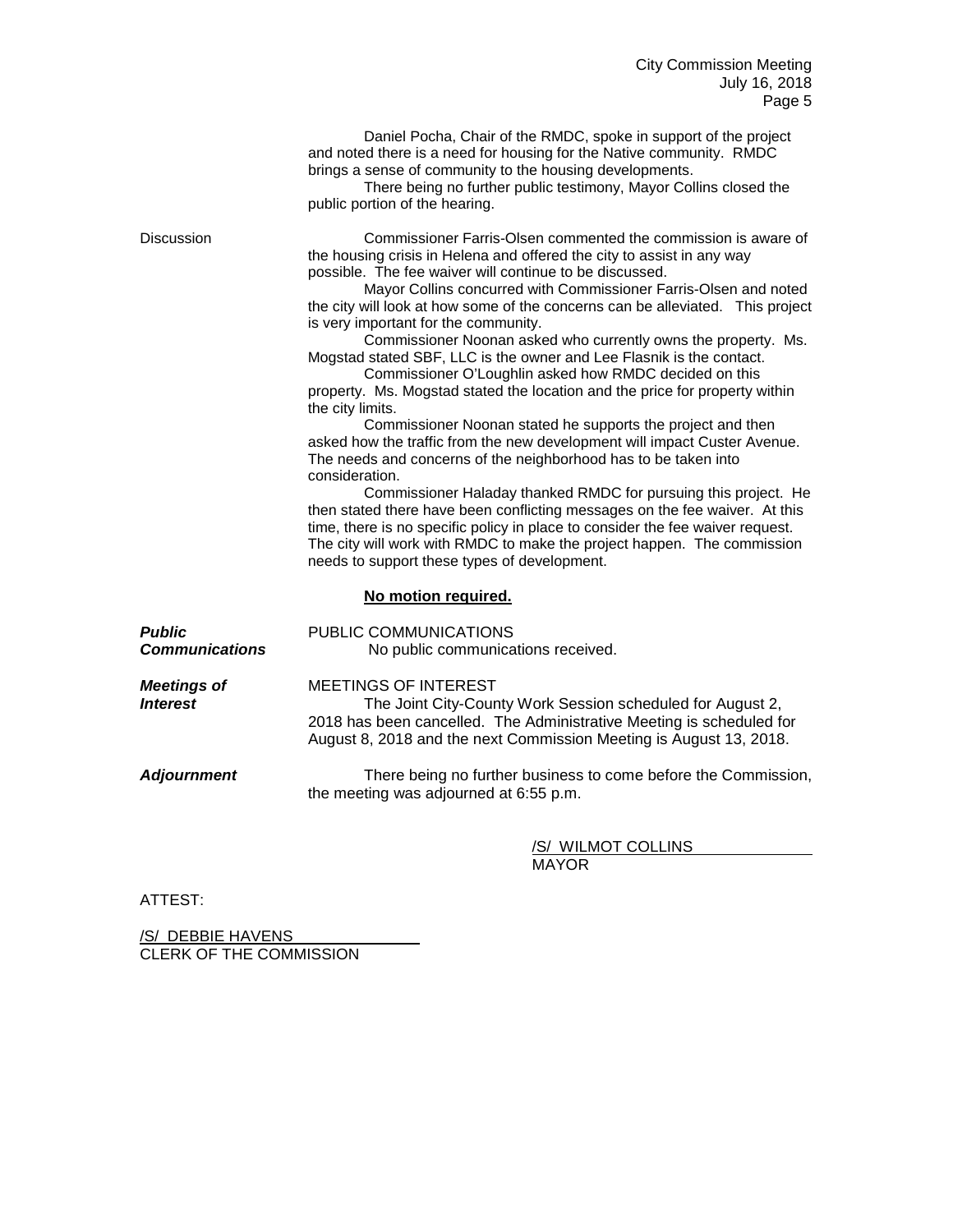Daniel Pocha, Chair of the RMDC, spoke in support of the project and noted there is a need for housing for the Native community. RMDC brings a sense of community to the housing developments.

There being no further public testimony, Mayor Collins closed the public portion of the hearing.

Discussion

Commissioner Farris-Olsen commented the commission is aware of the housing crisis in Helena and offered the city to assist in any way possible. The fee waiver will continue to be discussed.

Mayor Collins concurred with Commissioner Farris-Olsen and noted the city will look at how some of the concerns can be alleviated. This project is very important for the community.

Commissioner Noonan asked who currently owns the property. Ms. Mogstad stated SBF, LLC is the owner and Lee Flasnik is the contact.

Commissioner O'Loughlin asked how RMDC decided on this property. Ms. Mogstad stated the location and the price for property within the city limits.

Commissioner Noonan stated he supports the project and then asked how the traffic from the new development will impact Custer Avenue. The needs and concerns of the neighborhood has to be taken into consideration.

Commissioner Haladay thanked RMDC for pursuing this project. He then stated there have been conflicting messages on the fee waiver. At this time, there is no specific policy in place to consider the fee waiver request. The city will work with RMDC to make the project happen. The commission needs to support these types of development.

**No motion required.**

***Public Communications***

PUBLIC COMMUNICATIONS

No public communications received.

***Meetings of Interest***

MEETINGS OF INTEREST

The Joint City-County Work Session scheduled for August 2, 2018 has been cancelled. The Administrative Meeting is scheduled for August 8, 2018 and the next Commission Meeting is August 13, 2018.

***Adjournment***

There being no further business to come before the Commission, the meeting was adjourned at 6:55 p.m.

/S/ WILMOT COLLINS
MAYOR

ATTEST:

/S/ DEBBIE HAVENS
CLERK OF THE COMMISSION